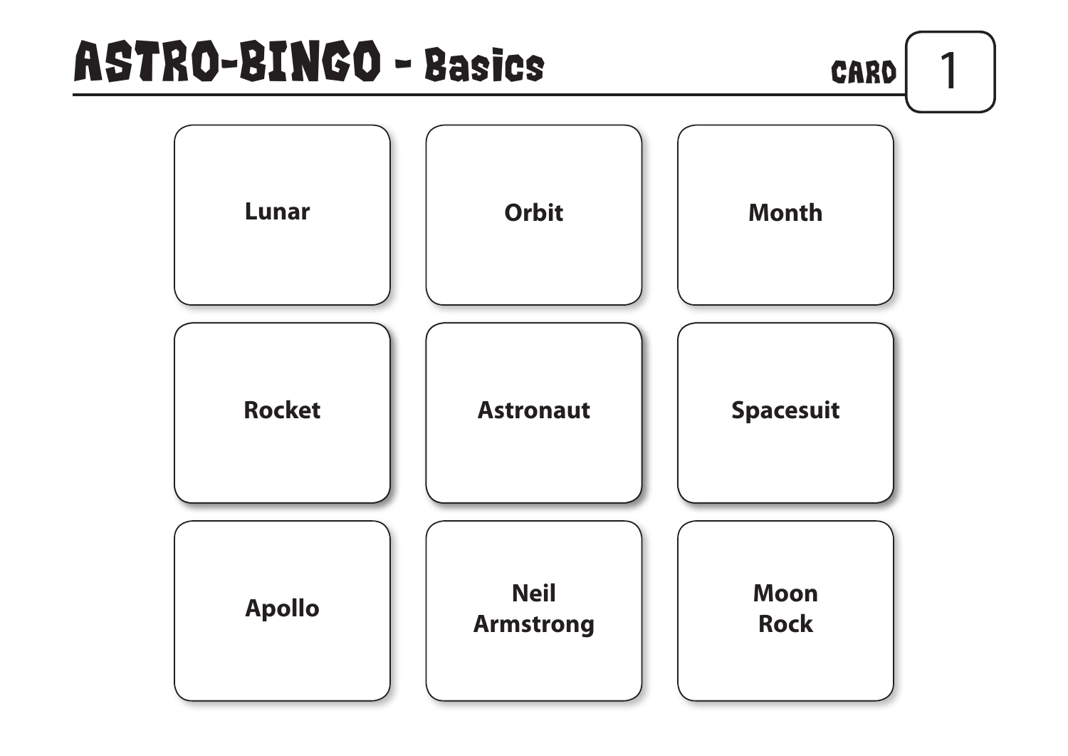# ASTRO-BINGO - Basics

CARD 1

| | | |
|---|---|---|
| Lunar | Orbit | Month |
| Rocket | Astronaut | Spacesuit |
| Apollo | Neil Armstrong | Moon Rock |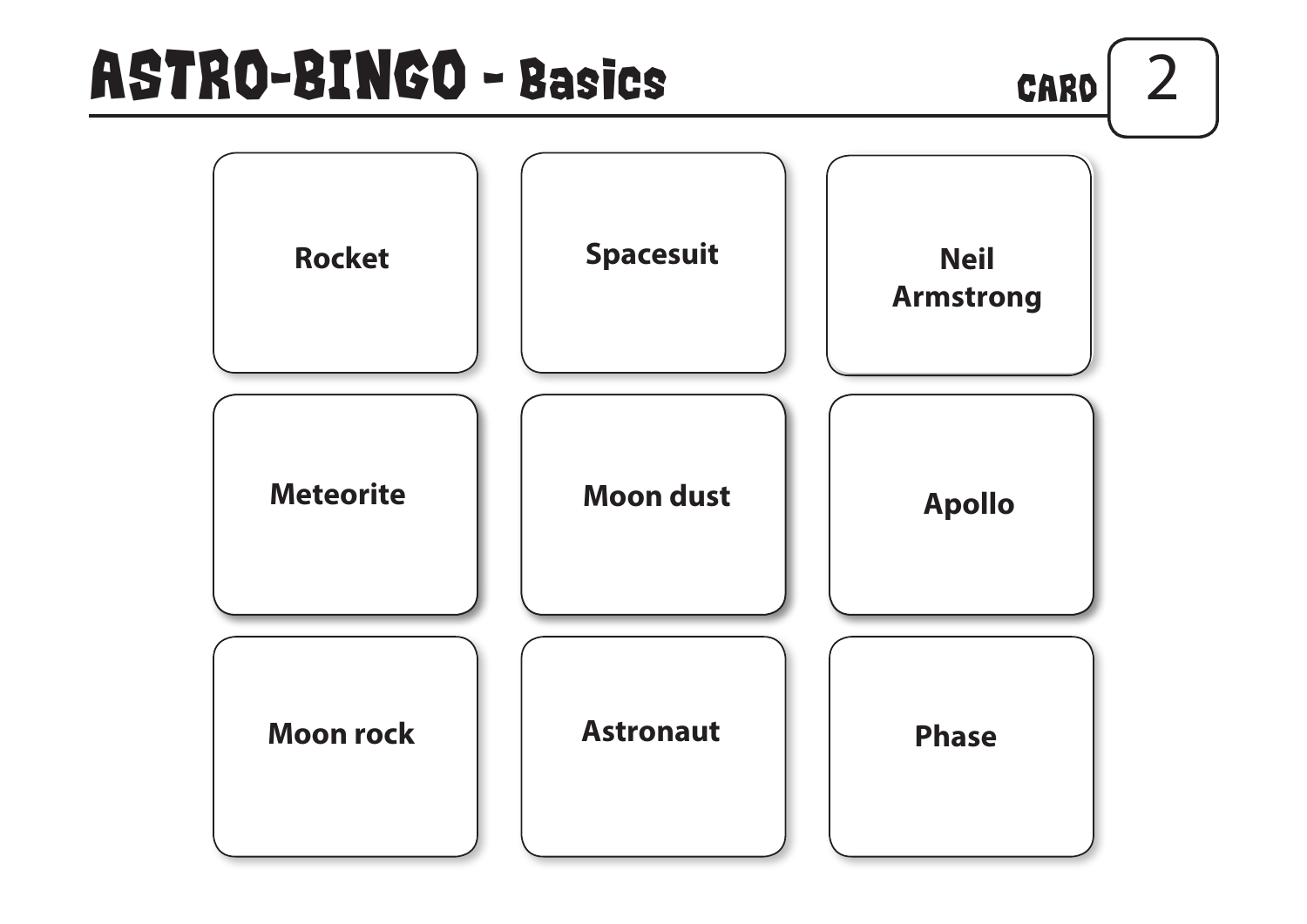# ASTRO-BINGO - Basics

CARD 2

| | | |
|---|---|---|
| Rocket | Spacesuit | Neil Armstrong |
| Meteorite | Moon dust | Apollo |
| Moon rock | Astronaut | Phase |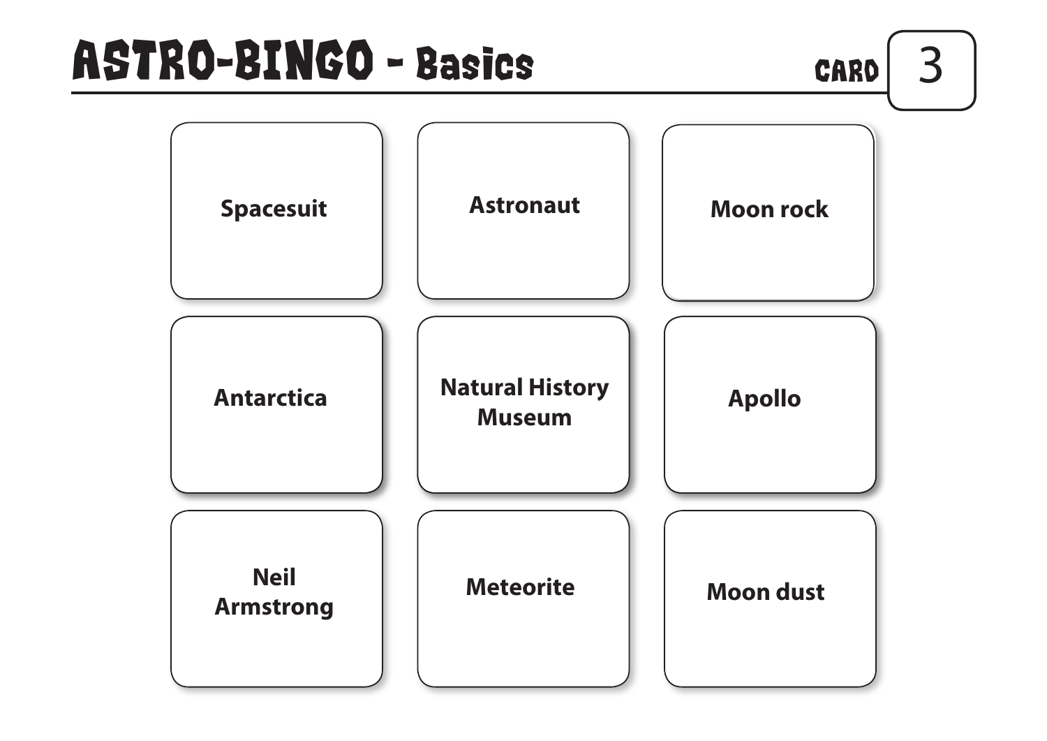# ASTRO-BINGO - Basics

CARD 3

| | | |
|---|---|---|
| Spacesuit | Astronaut | Moon rock |
| Antarctica | Natural History Museum | Apollo |
| Neil Armstrong | Meteorite | Moon dust |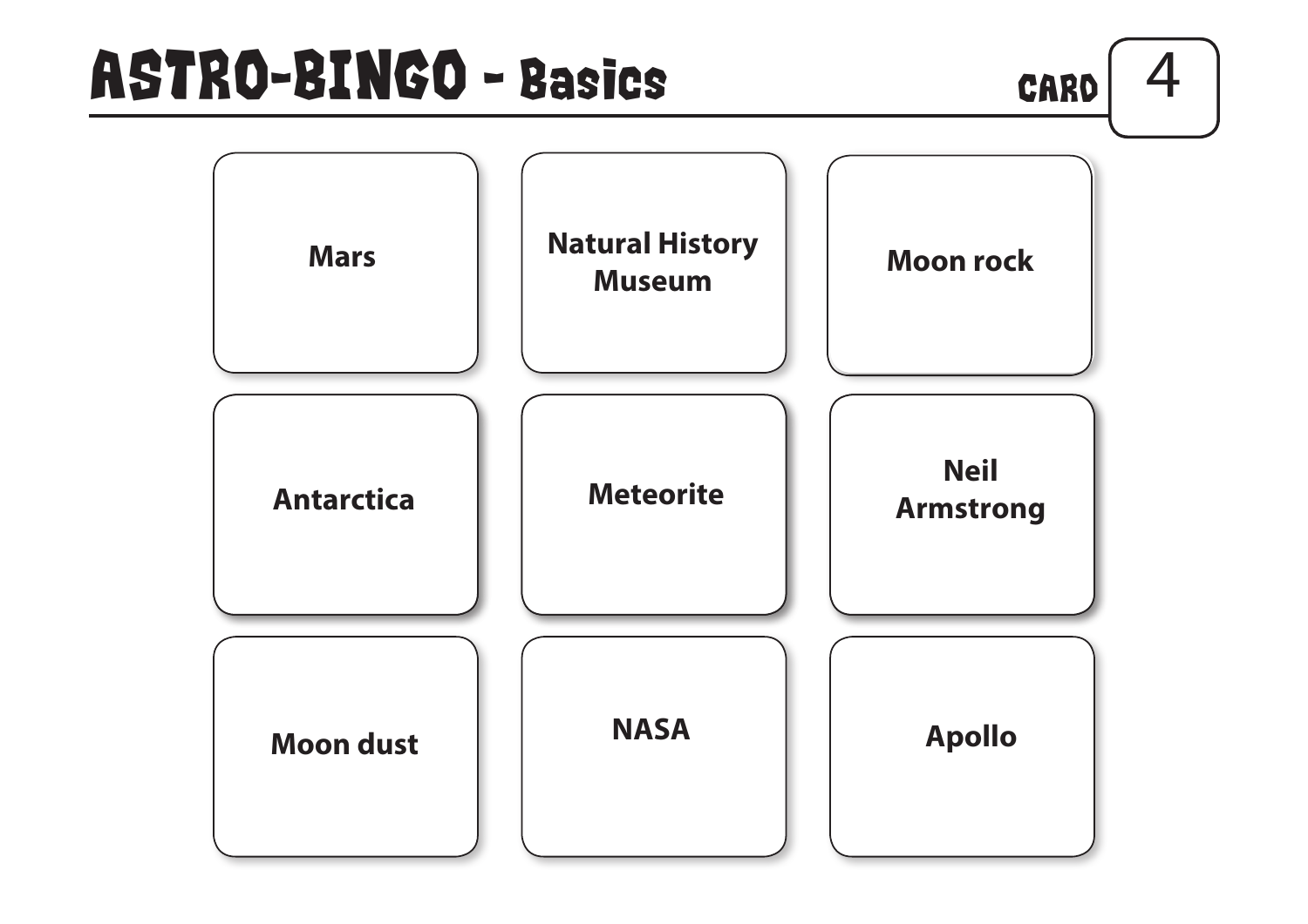# ASTRO-BINGO - Basics

CARD 4

| | | |
|---|---|---|
| **Mars** | **Natural History Museum** | **Moon rock** |
| **Antarctica** | **Meteorite** | **Neil Armstrong** |
| **Moon dust** | **NASA** | **Apollo** |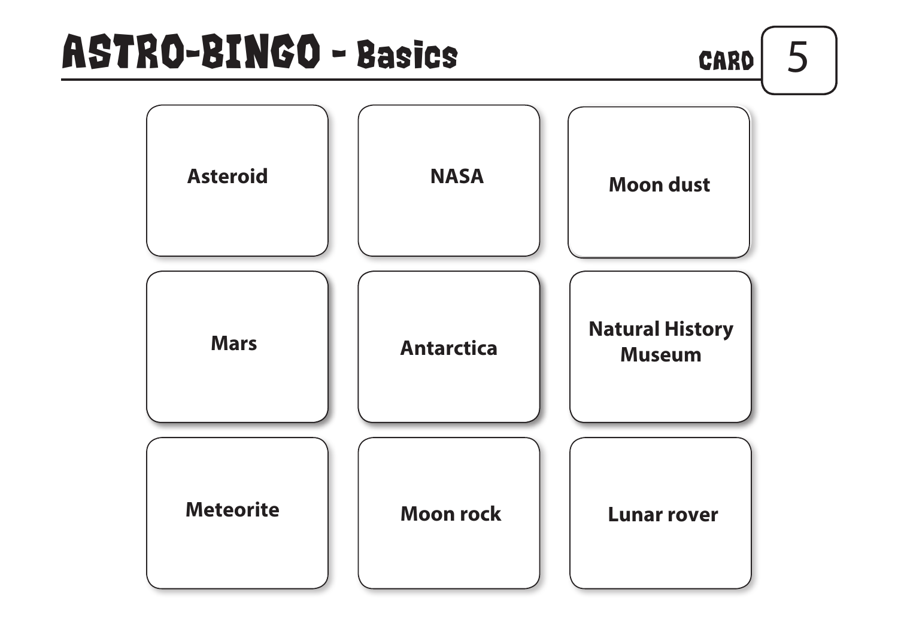# ASTRO-BINGO - Basics

CARD 5

| | | |
|---|---|---|
| Asteroid | NASA | Moon dust |
| Mars | Antarctica | Natural History Museum |
| Meteorite | Moon rock | Lunar rover |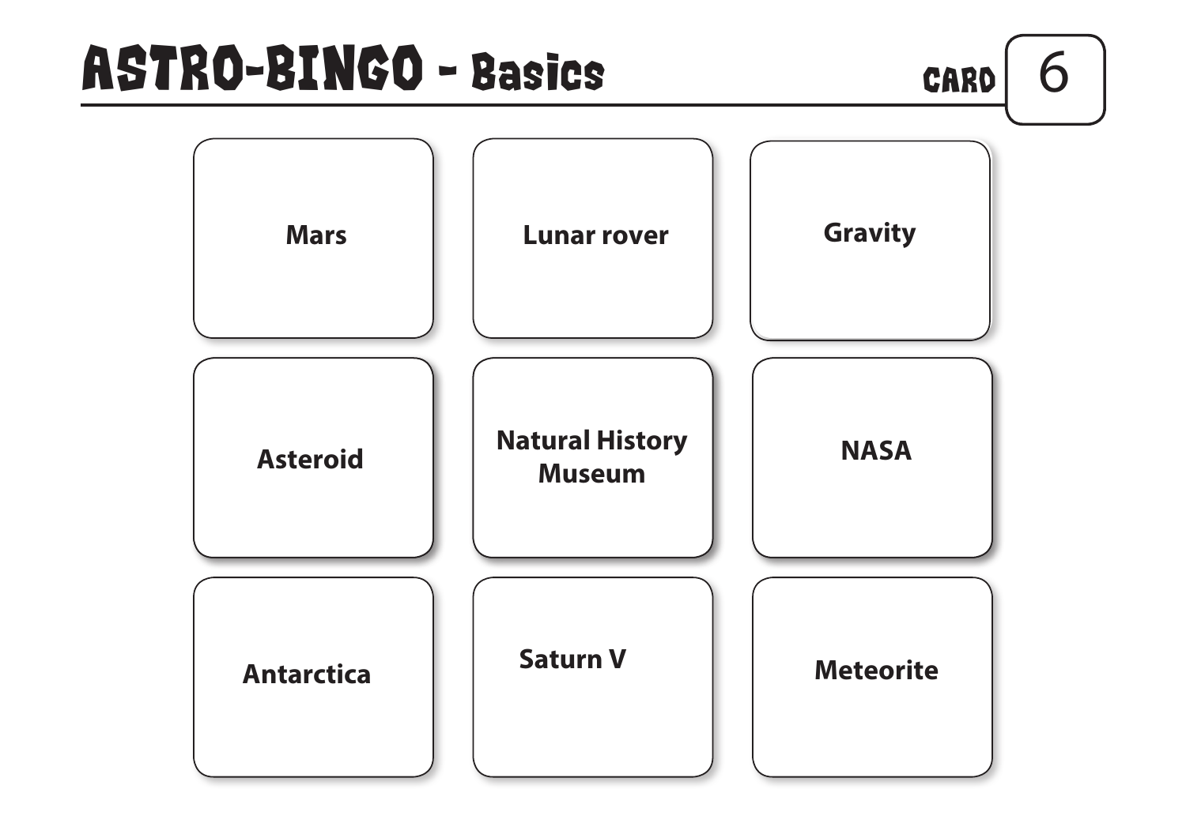# ASTRO-BINGO - Basics

CARD 6

| | | |
|---|---|---|
| Mars | Lunar rover | Gravity |
| Asteroid | Natural History Museum | NASA |
| Antarctica | Saturn V | Meteorite |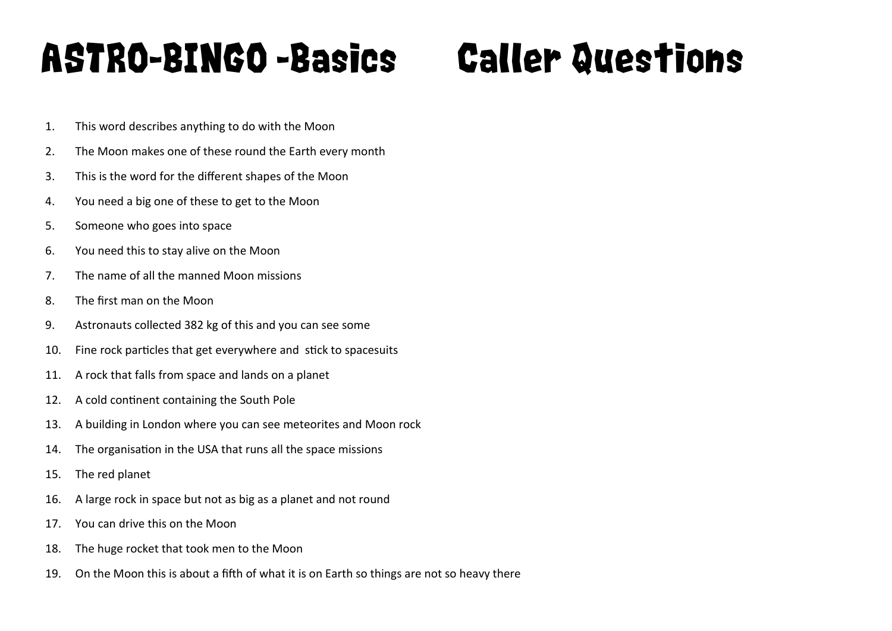# ASTRO-BINGO -Basics Caller Questions

1. This word describes anything to do with the Moon
2. The Moon makes one of these round the Earth every month
3. This is the word for the different shapes of the Moon
4. You need a big one of these to get to the Moon
5. Someone who goes into space
6. You need this to stay alive on the Moon
7. The name of all the manned Moon missions
8. The first man on the Moon
9. Astronauts collected 382 kg of this and you can see some
10. Fine rock particles that get everywhere and stick to spacesuits
11. A rock that falls from space and lands on a planet
12. A cold continent containing the South Pole
13. A building in London where you can see meteorites and Moon rock
14. The organisation in the USA that runs all the space missions
15. The red planet
16. A large rock in space but not as big as a planet and not round
17. You can drive this on the Moon
18. The huge rocket that took men to the Moon
19. On the Moon this is about a fifth of what it is on Earth so things are not so heavy there